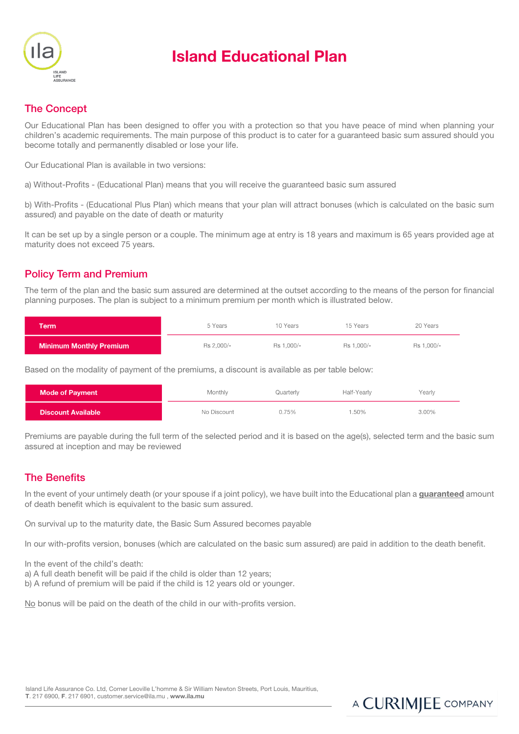# Island Educational Plan

## The Concept

Our Educational Plan has been designed to offer you with a protection so that you have peace of mind when planning your children's academic requirements. The main purpose of this product is to cater for a guaranteed basic sum assured should you become totally and permanently disabled or lose your life.

Our Educational Plan is available in two versions:

a) Without-Profits - (Educational Plan) means that you will receive the guaranteed basic sum assured

b) With-Profits - (Educational Plus Plan) which means that your plan will attract bonuses (which is calculated on the basic sum assured) and payable on the date of death or maturity

It can be set up by a single person or a couple. The minimum age at entry is 18 years and maximum is 65 years provided age at maturity does not exceed 75 years.

## Policy Term and Premium

The term of the plan and the basic sum assured are determined at the outset according to the means of the person for financial planning purposes. The plan is subject to a minimum premium per month which is illustrated below.

| Term | 5 Years | 10 Years | 15 Years | 20 Years |
|---|---|---|---|---|
| Minimum Monthly Premium | Rs 2,000/- | Rs 1,000/- | Rs 1,000/- | Rs 1,000/- |

Based on the modality of payment of the premiums, a discount is available as per table below:

| Mode of Payment | Monthly | Quarterly | Half-Yearly | Yearly |
|---|---|---|---|---|
| Discount Available | No Discount | 0.75% | 1.50% | 3.00% |

Premiums are payable during the full term of the selected period and it is based on the age(s), selected term and the basic sum assured at inception and may be reviewed

## The Benefits

In the event of your untimely death (or your spouse if a joint policy), we have built into the Educational plan a **guaranteed** amount of death benefit which is equivalent to the basic sum assured.

On survival up to the maturity date, the Basic Sum Assured becomes payable

In our with-profits version, bonuses (which are calculated on the basic sum assured) are paid in addition to the death benefit.

In the event of the child's death:
a) A full death benefit will be paid if the child is older than 12 years;
b) A refund of premium will be paid if the child is 12 years old or younger.

No bonus will be paid on the death of the child in our with-profits version.

Island Life Assurance Co. Ltd, Corner Leoville L'homme & Sir William Newton Streets, Port Louis, Mauritius,
**T**. 217 6900, **F**. 217 6901, customer.service@ila.mu , **www.ila.mu**

A CURRIMJEE COMPANY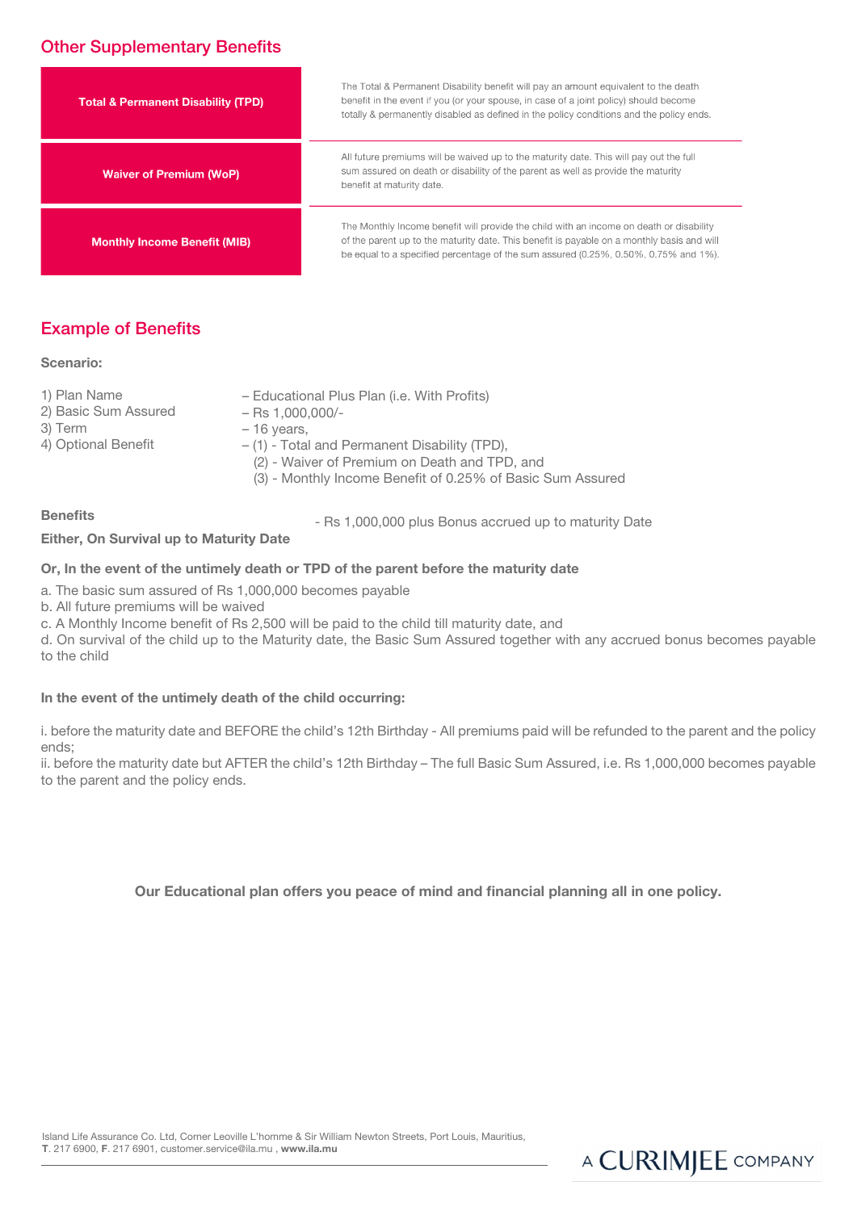## Other Supplementary Benefits

| | |
|---|---|
| **Total & Permanent Disability (TPD)** | The Total & Permanent Disability benefit will pay an amount equivalent to the death benefit in the event if you (or your spouse, in case of a joint policy) should become totally & permanently disabled as defined in the policy conditions and the policy ends. |
| **Waiver of Premium (WoP)** | All future premiums will be waived up to the maturity date. This will pay out the full sum assured on death or disability of the parent as well as provide the maturity benefit at maturity date. |
| **Monthly Income Benefit (MIB)** | The Monthly Income benefit will provide the child with an income on death or disability of the parent up to the maturity date. This benefit is payable on a monthly basis and will be equal to a specified percentage of the sum assured (0.25%, 0.50%, 0.75% and 1%). |

## Example of Benefits

**Scenario:**

1) Plan Name – Educational Plus Plan (i.e. With Profits)
2) Basic Sum Assured – Rs 1,000,000/-
3) Term – 16 years,
4) Optional Benefit – (1) - Total and Permanent Disability (TPD),
(2) - Waiver of Premium on Death and TPD, and
(3) - Monthly Income Benefit of 0.25% of Basic Sum Assured

**Benefits**

**Either, On Survival up to Maturity Date** - Rs 1,000,000 plus Bonus accrued up to maturity Date

**Or, In the event of the untimely death or TPD of the parent before the maturity date**

a. The basic sum assured of Rs 1,000,000 becomes payable
b. All future premiums will be waived
c. A Monthly Income benefit of Rs 2,500 will be paid to the child till maturity date, and
d. On survival of the child up to the Maturity date, the Basic Sum Assured together with any accrued bonus becomes payable to the child

**In the event of the untimely death of the child occurring:**

i. before the maturity date and BEFORE the child's 12th Birthday - All premiums paid will be refunded to the parent and the policy ends;
ii. before the maturity date but AFTER the child's 12th Birthday – The full Basic Sum Assured, i.e. Rs 1,000,000 becomes payable to the parent and the policy ends.

**Our Educational plan offers you peace of mind and financial planning all in one policy.**

Island Life Assurance Co. Ltd, Corner Leoville L'homme & Sir William Newton Streets, Port Louis, Mauritius,
**T**. 217 6900, **F**. 217 6901, customer.service@ila.mu , **www.ila.mu**

A CURRIMJEE COMPANY